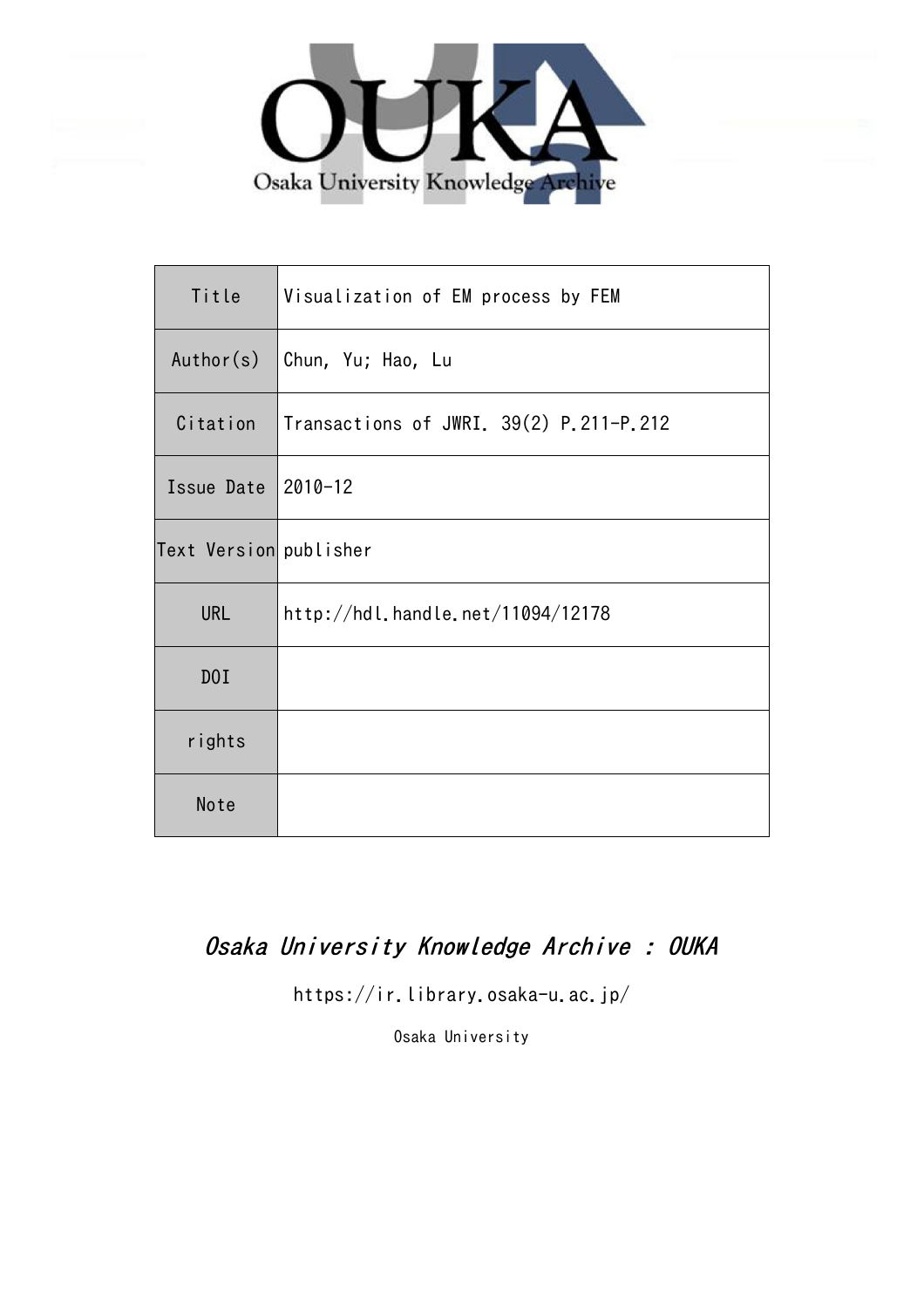| | |
|---|---|
| Title | Visualization of EM process by FEM |
| Author(s) | Chun, Yu; Hao, Lu |
| Citation | Transactions of JWRI. 39(2) P.211-P.212 |
| Issue Date | 2010-12 |
| Text Version | publisher |
| URL | http://hdl.handle.net/11094/12178 |
| DOI | |
| rights | |
| Note | |

*Osaka University Knowledge Archive : OUKA*

https://ir.library.osaka-u.ac.jp/

Osaka University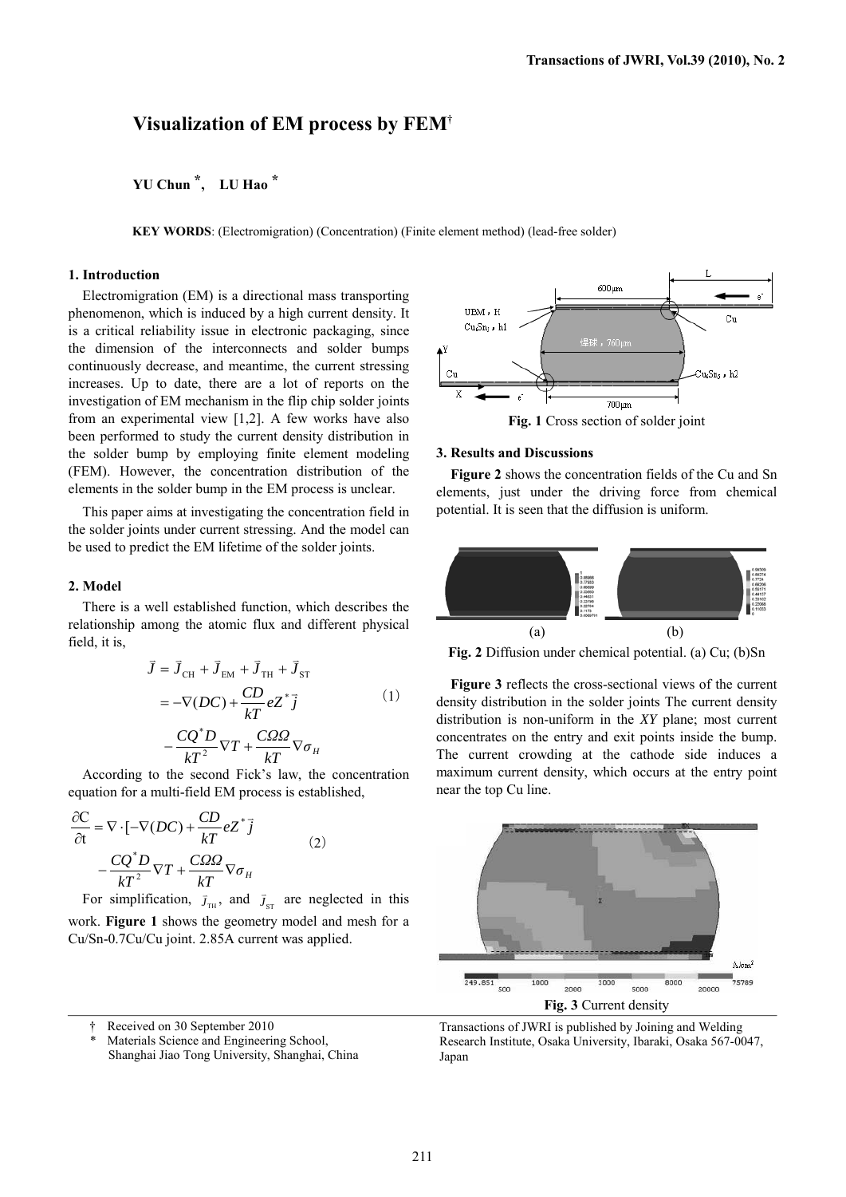# Visualization of EM process by FEM†

**YU Chun \*, LU Hao \***

**KEY WORDS**: (Electromigration) (Concentration) (Finite element method) (lead-free solder)

## 1. Introduction

Electromigration (EM) is a directional mass transporting phenomenon, which is induced by a high current density. It is a critical reliability issue in electronic packaging, since the dimension of the interconnects and solder bumps continuously decrease, and meantime, the current stressing increases. Up to date, there are a lot of reports on the investigation of EM mechanism in the flip chip solder joints from an experimental view [1,2]. A few works have also been performed to study the current density distribution in the solder bump by employing finite element modeling (FEM). However, the concentration distribution of the elements in the solder bump in the EM process is unclear.

This paper aims at investigating the concentration field in the solder joints under current stressing. And the model can be used to predict the EM lifetime of the solder joints.

## 2. Model

There is a well established function, which describes the relationship among the atomic flux and different physical field, it is,

$$\vec{J} = \vec{J}_{\mathrm{CH}} + \vec{J}_{\mathrm{EM}} + \vec{J}_{\mathrm{TH}} + \vec{J}_{\mathrm{ST}} = -\nabla(DC) + \frac{CD}{kT}eZ^*\vec{j} - \frac{CQ^*D}{kT^2}\nabla T + \frac{C\Omega\Omega}{kT}\nabla\sigma_H \quad (1)$$

According to the second Fick's law, the concentration equation for a multi-field EM process is established,

$$\frac{\partial \mathrm{C}}{\partial \mathrm{t}} = \nabla \cdot [-\nabla(DC) + \frac{CD}{kT}eZ^*\vec{j} - \frac{CQ^*D}{kT^2}\nabla T + \frac{C\Omega\Omega}{kT}\nabla\sigma_H \quad (2)$$

For simplification, $\vec{J}_{\mathrm{TH}}$, and $\vec{J}_{\mathrm{ST}}$ are neglected in this work. **Figure 1** shows the geometry model and mesh for a Cu/Sn-0.7Cu/Cu joint. 2.85A current was applied.

L
600μm
$e^-$
UBM，H
$Cu_6Sn_5$，h1
Cu
焊球，760μm
Y
Cu
$Cu_6Sn_5$，h2
X
$e^-$
700μm

**Fig. 1** Cross section of solder joint

## 3. Results and Discussions

**Figure 2** shows the concentration fields of the Cu and Sn elements, just under the driving force from chemical potential. It is seen that the diffusion is uniform.

(a) (b)

**Fig. 2** Diffusion under chemical potential. (a) Cu; (b)Sn

**Figure 3** reflects the cross-sectional views of the current density distribution in the solder joints The current density distribution is non-uniform in the *XY* plane; most current concentrates on the entry and exit points inside the bump. The current crowding at the cathode side induces a maximum current density, which occurs at the entry point near the top Cu line.

A/cm²
249.851 500 1000 2000 3000 5000 8000 20000 75789

**Fig. 3** Current density

† Received on 30 September 2010

\* Materials Science and Engineering School, Shanghai Jiao Tong University, Shanghai, China

Transactions of JWRI is published by Joining and Welding Research Institute, Osaka University, Ibaraki, Osaka 567-0047, Japan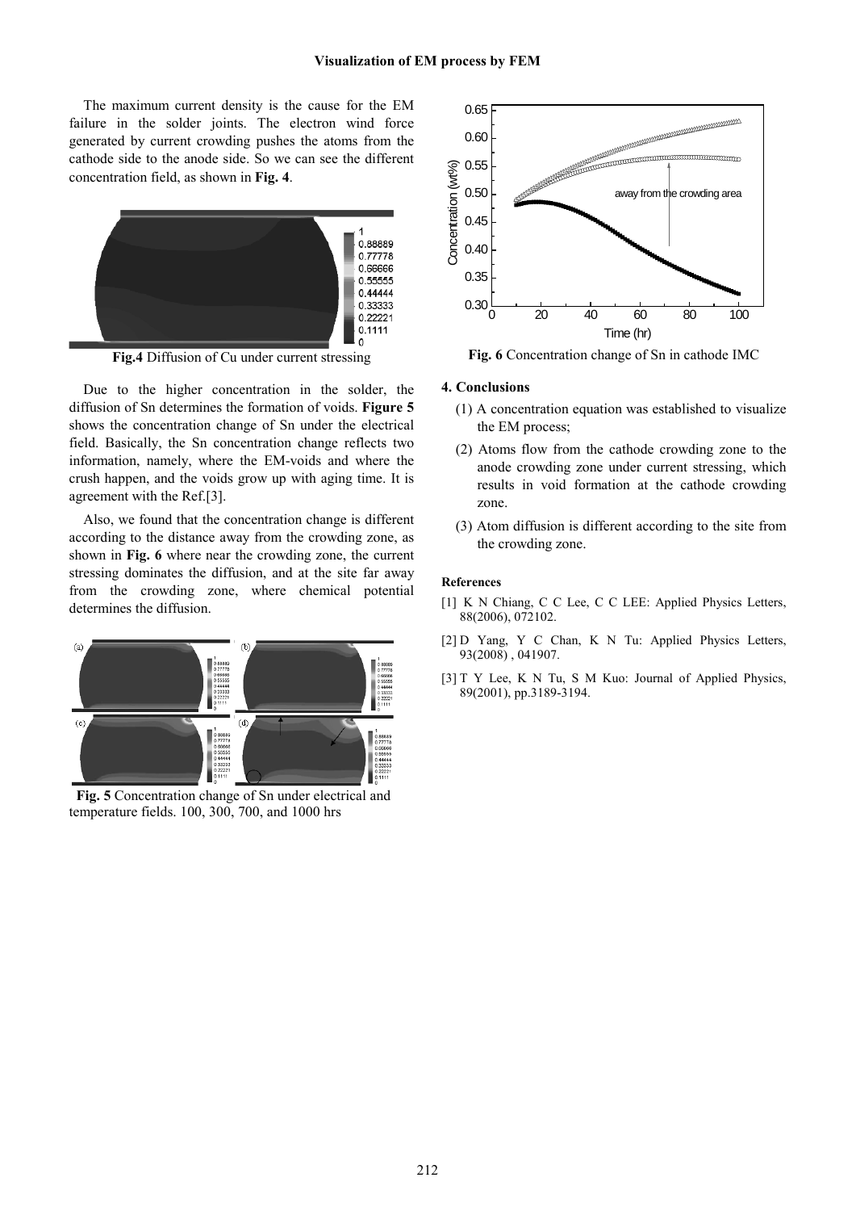The maximum current density is the cause for the EM failure in the solder joints. The electron wind force generated by current crowding pushes the atoms from the cathode side to the anode side. So we can see the different concentration field, as shown in **Fig. 4**.

1
0.88889
0.77778
0.66666
0.55555
0.44444
0.33333
0.22221
0.1111
0

**Fig.4** Diffusion of Cu under current stressing

Due to the higher concentration in the solder, the diffusion of Sn determines the formation of voids. **Figure 5** shows the concentration change of Sn under the electrical field. Basically, the Sn concentration change reflects two information, namely, where the EM-voids and where the crush happen, and the voids grow up with aging time. It is agreement with the Ref.[3].

Also, we found that the concentration change is different according to the distance away from the crowding zone, as shown in **Fig. 6** where near the crowding zone, the current stressing dominates the diffusion, and at the site far away from the crowding zone, where chemical potential determines the diffusion.

(a)
(b)
(c)
(d)

**Fig. 5** Concentration change of Sn under electrical and temperature fields. 100, 300, 700, and 1000 hrs

Concentration (wt%)
0.65
0.60
0.55
0.50
0.45
0.40
0.35
0.30
away from the crowding area
Time (hr)
0
20
40
60
80
100

**Fig. 6** Concentration change of Sn in cathode IMC

## 4. Conclusions

(1) A concentration equation was established to visualize the EM process;

(2) Atoms flow from the cathode crowding zone to the anode crowding zone under current stressing, which results in void formation at the cathode crowding zone.

(3) Atom diffusion is different according to the site from the crowding zone.

## References

[1] K N Chiang, C C Lee, C C LEE: Applied Physics Letters, 88(2006), 072102.

[2] D Yang, Y C Chan, K N Tu: Applied Physics Letters, 93(2008) , 041907.

[3] T Y Lee, K N Tu, S M Kuo: Journal of Applied Physics, 89(2001), pp.3189-3194.